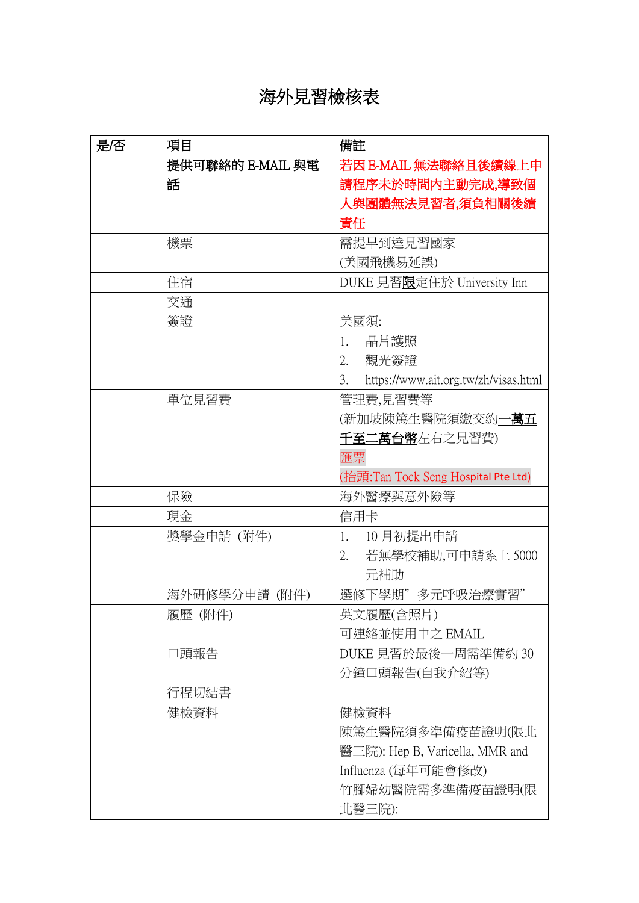# 海外見習檢核表

| 是/否 | 項目 | 備註 |
|---|---|---|
| | **提供可聯絡的 E-MAIL 與電話** | **若因 E-MAIL 無法聯絡且後續線上申請程序未於時間內主動完成,導致個人與團體無法見習者,須負相關後續責任** |
| | 機票 | 需提早到達見習國家<br>(美國飛機易延誤) |
| | 住宿 | DUKE 見習**限**定住於 University Inn |
| | 交通 | |
| | 簽證 | 美國須:<br>1. 晶片護照<br>2. 觀光簽證<br>3. https://www.ait.org.tw/zh/visas.html |
| | 單位見習費 | 管理費,見習費等<br>(新加坡陳篤生醫院須繳交約**一萬五千至二萬台幣**左右之見習費)<br>匯票<br>(抬頭:Tan Tock Seng Hospital Pte Ltd) |
| | 保險 | 海外醫療與意外險等 |
| | 現金 | 信用卡 |
| | 獎學金申請 (附件) | 1. 10 月初提出申請<br>2. 若無學校補助,可申請系上 5000 元補助 |
| | 海外研修學分申請 (附件) | 選修下學期”多元呼吸治療實習” |
| | 履歷 (附件) | 英文履歷(含照片)<br>可連絡並使用中之 EMAIL |
| | 口頭報告 | DUKE 見習於最後一周需準備約 30 分鐘口頭報告(自我介紹等) |
| | 行程切結書 | |
| | 健檢資料 | 健檢資料<br>陳篤生醫院須多準備疫苗證明(限北醫三院): Hep B, Varicella, MMR and Influenza (每年可能會修改)<br>竹腳婦幼醫院需多準備疫苗證明(限北醫三院): |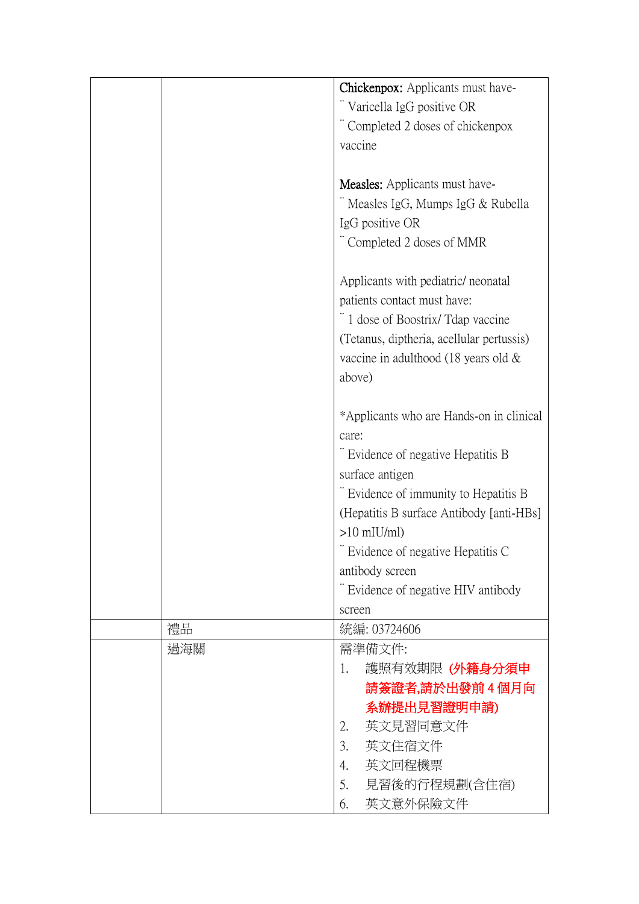| | | |
|---|---|---|
| | | **Chickenpox:** Applicants must have-<br>¨ Varicella IgG positive OR<br>¨ Completed 2 doses of chickenpox vaccine<br><br>**Measles:** Applicants must have-<br>¨ Measles IgG, Mumps IgG & Rubella IgG positive OR<br>¨ Completed 2 doses of MMR<br><br>Applicants with pediatric/ neonatal patients contact must have:<br>¨ 1 dose of Boostrix/ Tdap vaccine (Tetanus, diptheria, acellular pertussis) vaccine in adulthood (18 years old & above)<br><br>*Applicants who are Hands-on in clinical care:<br>¨ Evidence of negative Hepatitis B surface antigen<br>¨ Evidence of immunity to Hepatitis B (Hepatitis B surface Antibody [anti-HBs] >10 mIU/ml)<br>¨ Evidence of negative Hepatitis C antibody screen<br>¨ Evidence of negative HIV antibody screen |
| | 禮品 | 統編: 03724606 |
| | 過海關 | 需準備文件:<br>1. 護照有效期限 **(外籍身分須申請簽證者,請於出發前 4 個月向系辦提出見習證明申請)**<br>2. 英文見習同意文件<br>3. 英文住宿文件<br>4. 英文回程機票<br>5. 見習後的行程規劃(含住宿)<br>6. 英文意外保險文件 |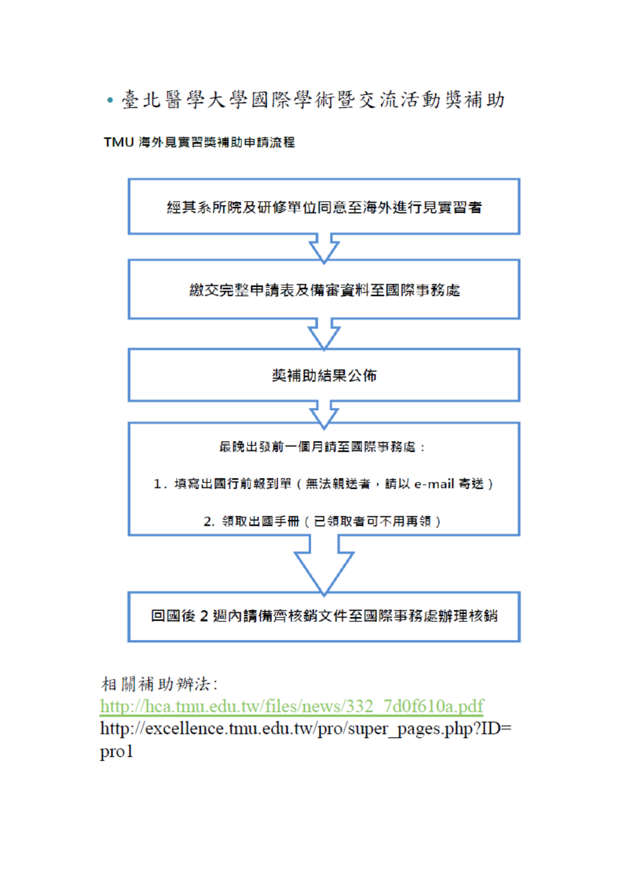- 臺北醫學大學國際學術暨交流活動獎補助

**TMU 海外見實習獎補助申請流程**

經其系所院及研修單位同意至海外進行見實習者

↓

繳交完整申請表及備審資料至國際事務處

↓

獎補助結果公佈

↓

最晚出發前一個月請至國際事務處：

1. 填寫出國行前報到單（無法親送者，請以 e-mail 寄送）

2. 領取出國手冊（已領取者可不用再領）

↓

回國後 2 週內請備齊核銷文件至國際事務處辦理核銷

相關補助辦法:

http://hca.tmu.edu.tw/files/news/332_7d0f610a.pdf

http://excellence.tmu.edu.tw/pro/super_pages.php?ID=pro1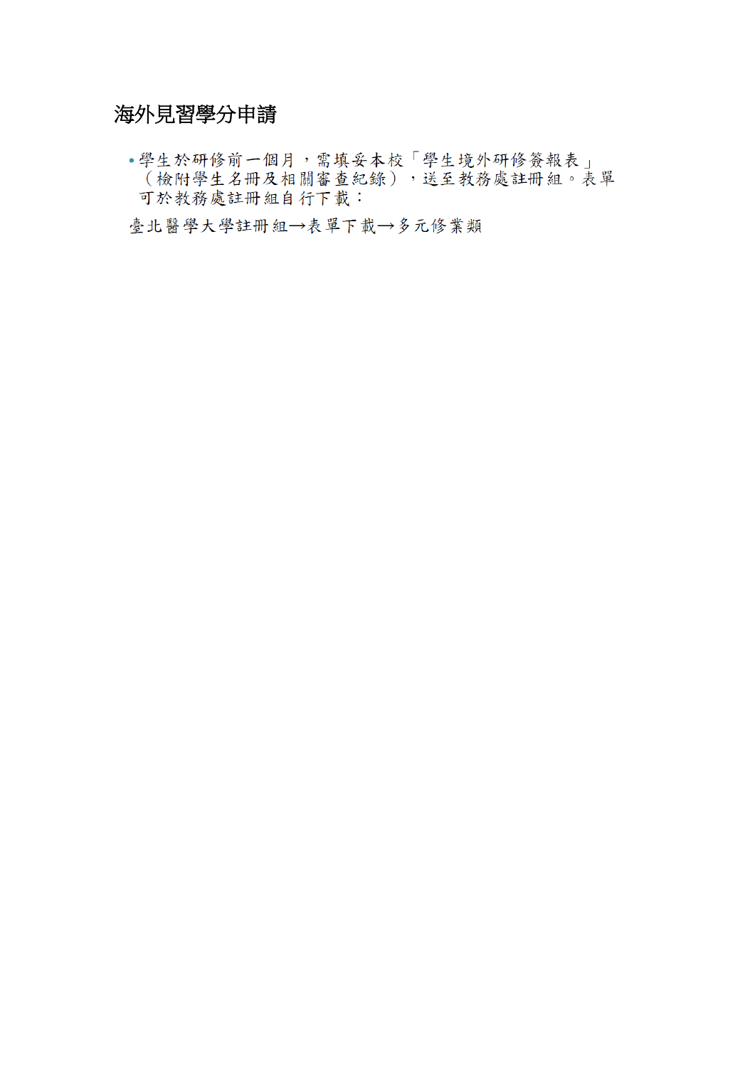## 海外見習學分申請

- 學生於研修前一個月，需填妥本校「學生境外研修簽報表」（檢附學生名冊及相關審查紀錄），送至教務處註冊組。表單可於教務處註冊組自行下載：

臺北醫學大學註冊組→表單下載→多元修業類